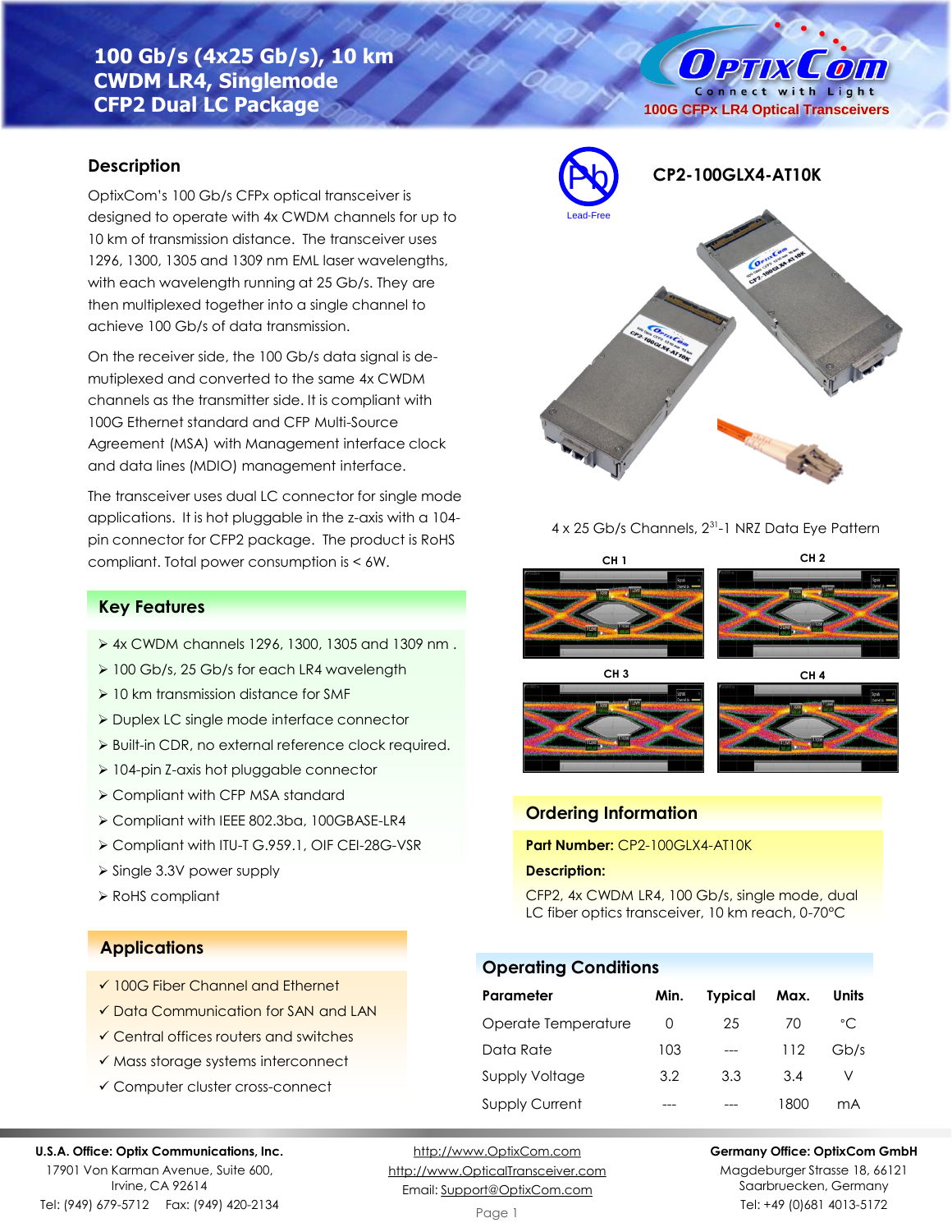# 100 Gb/s (4x25 Gb/s), 10 km CWDM LR4, Singlemode CFP2 Dual LC Package

100G CFPx LR4 Optical Transceivers

## CP2-100GLX4-AT10K

Lead-Free

## Description

OptixCom's 100 Gb/s CFPx optical transceiver is designed to operate with 4x CWDM channels for up to 10 km of transmission distance. The transceiver uses 1296, 1300, 1305 and 1309 nm EML laser wavelengths, with each wavelength running at 25 Gb/s. They are then multiplexed together into a single channel to achieve 100 Gb/s of data transmission.

On the receiver side, the 100 Gb/s data signal is de-mutiplexed and converted to the same 4x CWDM channels as the transmitter side. It is compliant with 100G Ethernet standard and CFP Multi-Source Agreement (MSA) with Management interface clock and data lines (MDIO) management interface.

The transceiver uses dual LC connector for single mode applications. It is hot pluggable in the z-axis with a 104-pin connector for CFP2 package. The product is RoHS compliant. Total power consumption is < 6W.

## Key Features

- 4x CWDM channels 1296, 1300, 1305 and 1309 nm .
- 100 Gb/s, 25 Gb/s for each LR4 wavelength
- 10 km transmission distance for SMF
- Duplex LC single mode interface connector
- Built-in CDR, no external reference clock required.
- 104-pin Z-axis hot pluggable connector
- Compliant with CFP MSA standard
- Compliant with IEEE 802.3ba, 100GBASE-LR4
- Compliant with ITU-T G.959.1, OIF CEI-28G-VSR
- Single 3.3V power supply
- RoHS compliant

## Applications

- ✓ 100G Fiber Channel and Ethernet
- ✓ Data Communication for SAN and LAN
- ✓ Central offices routers and switches
- ✓ Mass storage systems interconnect
- ✓ Computer cluster cross-connect

4 x 25 Gb/s Channels, $2^{31}$-1 NRZ Data Eye Pattern

CH 1 CH 2 CH 3 CH 4

## Ordering Information

**Part Number:** CP2-100GLX4-AT10K

**Description:**

CFP2, 4x CWDM LR4, 100 Gb/s, single mode, dual LC fiber optics transceiver, 10 km reach, 0-70°C

## Operating Conditions

| Parameter | Min. | Typical | Max. | Units |
|---|---|---|---|---|
| Operate Temperature | 0 | 25 | 70 | °C |
| Data Rate | 103 | --- | 112 | Gb/s |
| Supply Voltage | 3.2 | 3.3 | 3.4 | V |
| Supply Current | --- | --- | 1800 | mA |

**U.S.A. Office: Optix Communications, Inc.**
17901 Von Karman Avenue, Suite 600,
Irvine, CA 92614
Tel: (949) 679-5712 Fax: (949) 420-2134

http://www.OptixCom.com
http://www.OpticalTransceiver.com
Email: Support@OptixCom.com

**Germany Office: OptixCom GmbH**
Magdeburger Strasse 18, 66121
Saarbruecken, Germany
Tel: +49 (0)681 4013-5172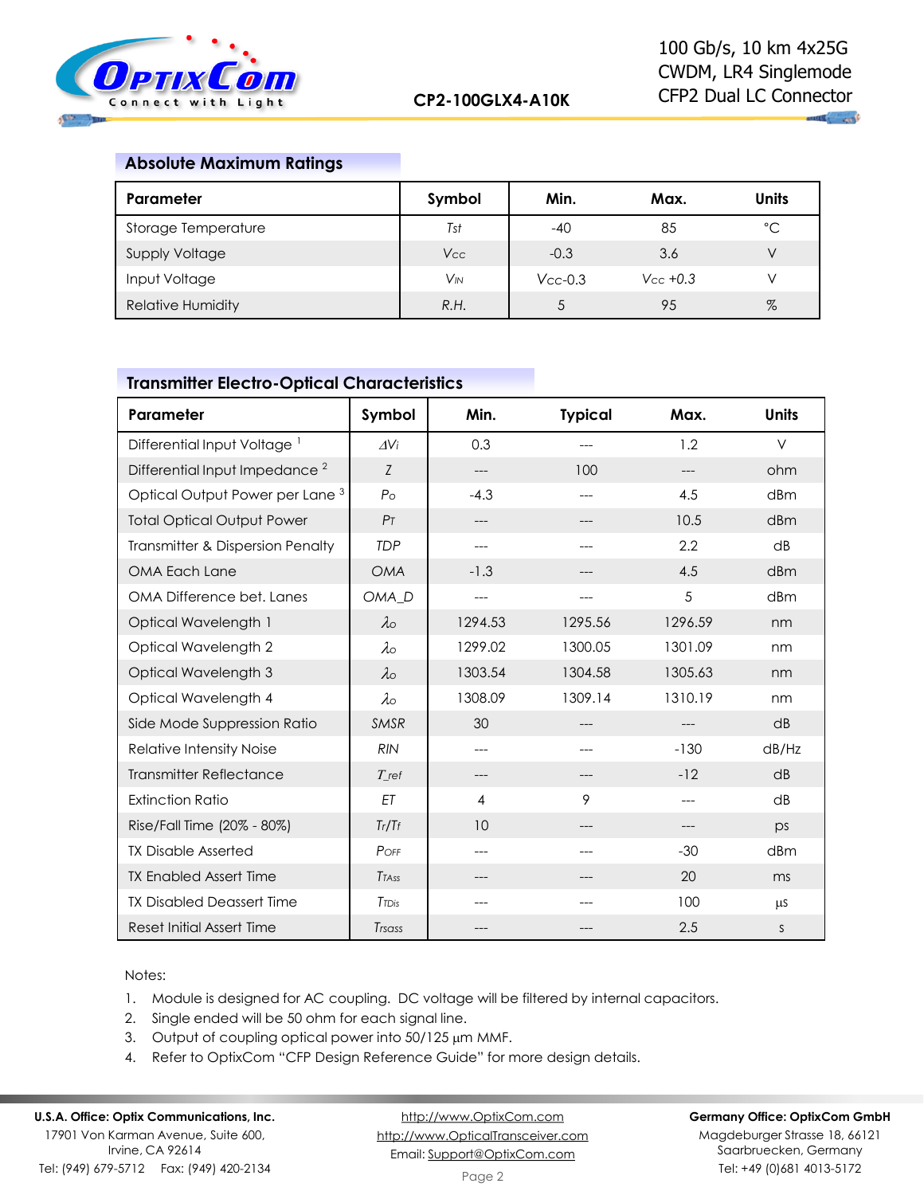## Absolute Maximum Ratings

| Parameter | Symbol | Min. | Max. | Units |
|---|---|---|---|---|
| Storage Temperature | $T_{st}$ | -40 | 85 | °C |
| Supply Voltage | $V_{CC}$ | -0.3 | 3.6 | V |
| Input Voltage | $V_{IN}$ | $V_{CC}$-0.3 | $V_{CC}$ +0.3 | V |
| Relative Humidity | R.H. | 5 | 95 | % |

## Transmitter Electro-Optical Characteristics

| Parameter | Symbol | Min. | Typical | Max. | Units |
|---|---|---|---|---|---|
| Differential Input Voltage [1] | $\Delta V_i$ | 0.3 | --- | 1.2 | V |
| Differential Input Impedance [2] | Z | --- | 100 | --- | ohm |
| Optical Output Power per Lane [3] | $P_O$ | -4.3 | --- | 4.5 | dBm |
| Total Optical Output Power | $P_T$ | --- | --- | 10.5 | dBm |
| Transmitter & Dispersion Penalty | TDP | --- | --- | 2.2 | dB |
| OMA Each Lane | OMA | -1.3 | --- | 4.5 | dBm |
| OMA Difference bet. Lanes | OMA_D | --- | --- | 5 | dBm |
| Optical Wavelength 1 | $\lambda_O$ | 1294.53 | 1295.56 | 1296.59 | nm |
| Optical Wavelength 2 | $\lambda_O$ | 1299.02 | 1300.05 | 1301.09 | nm |
| Optical Wavelength 3 | $\lambda_O$ | 1303.54 | 1304.58 | 1305.63 | nm |
| Optical Wavelength 4 | $\lambda_O$ | 1308.09 | 1309.14 | 1310.19 | nm |
| Side Mode Suppression Ratio | SMSR | 30 | --- | --- | dB |
| Relative Intensity Noise | RIN | --- | --- | -130 | dB/Hz |
| Transmitter Reflectance | T_ref | --- | --- | -12 | dB |
| Extinction Ratio | ET | 4 | 9 | --- | dB |
| Rise/Fall Time (20% - 80%) | $T_r/T_f$ | 10 | --- | --- | ps |
| TX Disable Asserted | $P_{OFF}$ | --- | --- | -30 | dBm |
| TX Enabled Assert Time | $T_{TAss}$ | --- | --- | 20 | ms |
| TX Disabled Deassert Time | $T_{TDis}$ | --- | --- | 100 | µs |
| Reset Initial Assert Time | $T_{rsass}$ | --- | --- | 2.5 | s |

Notes:

1. Module is designed for AC coupling. DC voltage will be filtered by internal capacitors.
2. Single ended will be 50 ohm for each signal line.
3. Output of coupling optical power into 50/125 µm MMF.
4. Refer to OptixCom "CFP Design Reference Guide" for more design details.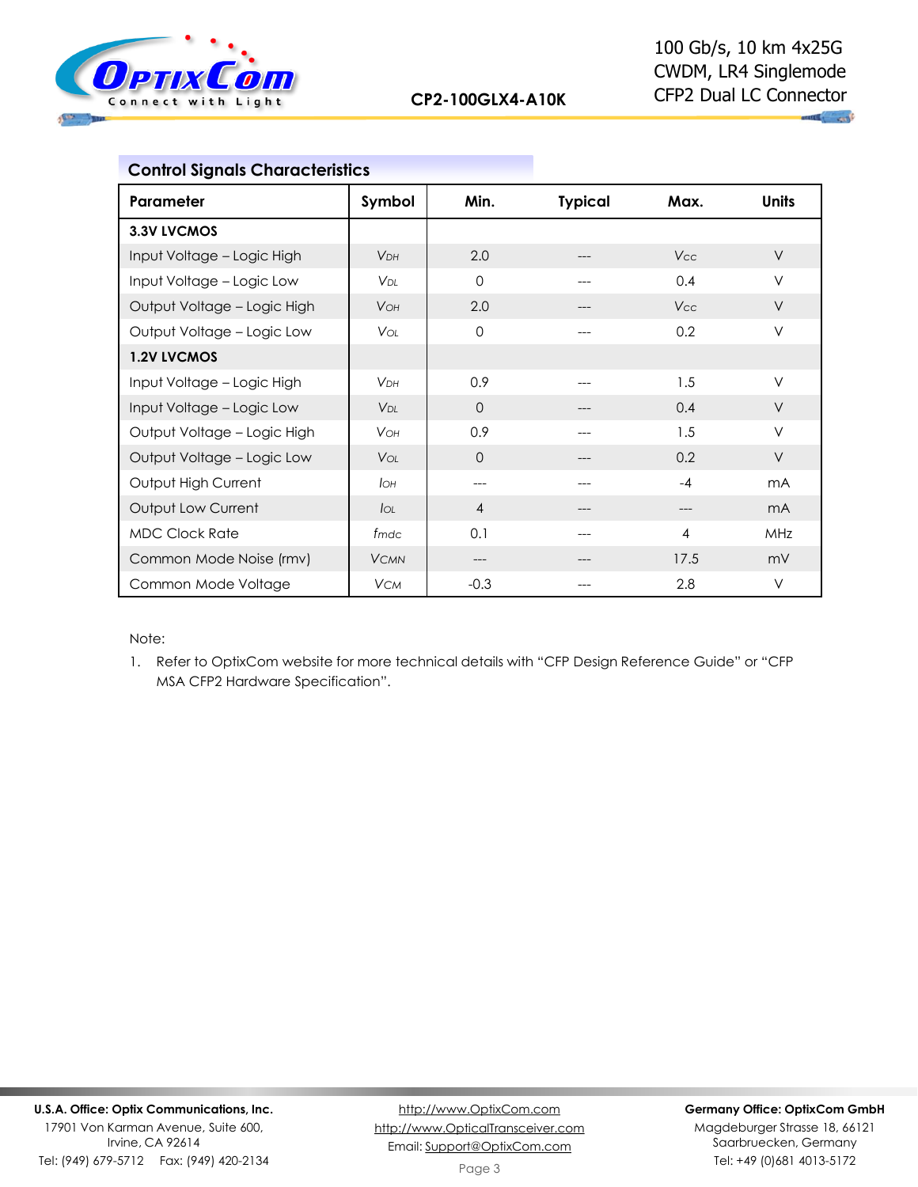## Control Signals Characteristics

| Parameter | Symbol | Min. | Typical | Max. | Units |
|---|---|---|---|---|---|
| **3.3V LVCMOS** | | | | | |
| Input Voltage – Logic High | $V_{DH}$ | 2.0 | --- | $V_{CC}$ | V |
| Input Voltage – Logic Low | $V_{DL}$ | 0 | --- | 0.4 | V |
| Output Voltage – Logic High | $V_{OH}$ | 2.0 | --- | $V_{CC}$ | V |
| Output Voltage – Logic Low | $V_{OL}$ | 0 | --- | 0.2 | V |
| **1.2V LVCMOS** | | | | | |
| Input Voltage – Logic High | $V_{DH}$ | 0.9 | --- | 1.5 | V |
| Input Voltage – Logic Low | $V_{DL}$ | 0 | --- | 0.4 | V |
| Output Voltage – Logic High | $V_{OH}$ | 0.9 | --- | 1.5 | V |
| Output Voltage – Logic Low | $V_{OL}$ | 0 | --- | 0.2 | V |
| Output High Current | $I_{OH}$ | --- | --- | -4 | mA |
| Output Low Current | $I_{OL}$ | 4 | --- | --- | mA |
| MDC Clock Rate | $f_{mdc}$ | 0.1 | --- | 4 | MHz |
| Common Mode Noise (rmv) | $V_{CMN}$ | --- | --- | 17.5 | mV |
| Common Mode Voltage | $V_{CM}$ | -0.3 | --- | 2.8 | V |

Note:

1. Refer to OptixCom website for more technical details with "CFP Design Reference Guide" or "CFP MSA CFP2 Hardware Specification".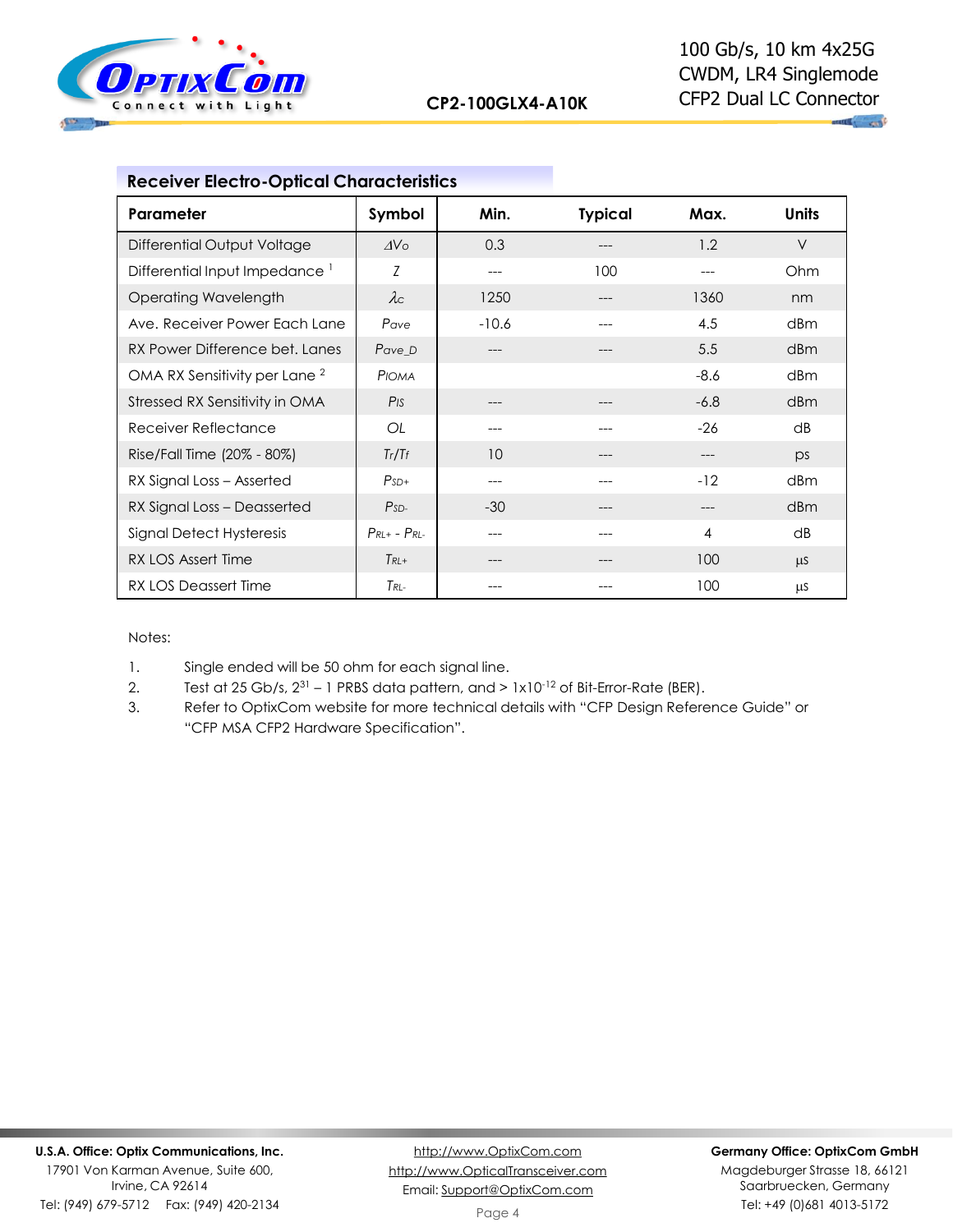## Receiver Electro-Optical Characteristics

| Parameter | Symbol | Min. | Typical | Max. | Units |
|---|---|---|---|---|---|
| Differential Output Voltage | $\Delta V_O$ | 0.3 | --- | 1.2 | V |
| Differential Input Impedance [1] | $Z$ | --- | 100 | --- | Ohm |
| Operating Wavelength | $\lambda_C$ | 1250 | --- | 1360 | nm |
| Ave. Receiver Power Each Lane | $P_{ave}$ | -10.6 | --- | 4.5 | dBm |
| RX Power Difference bet. Lanes | $P_{ave\_D}$ | --- | --- | 5.5 | dBm |
| OMA RX Sensitivity per Lane [2] | $P_{IOMA}$ | | | -8.6 | dBm |
| Stressed RX Sensitivity in OMA | $P_{IS}$ | --- | --- | -6.8 | dBm |
| Receiver Reflectance | $OL$ | --- | --- | -26 | dB |
| Rise/Fall Time (20% - 80%) | $T_r/T_f$ | 10 | --- | --- | ps |
| RX Signal Loss – Asserted | $P_{SD+}$ | --- | --- | -12 | dBm |
| RX Signal Loss – Deasserted | $P_{SD-}$ | -30 | --- | --- | dBm |
| Signal Detect Hysteresis | $P_{RL+} - P_{RL-}$ | --- | --- | 4 | dB |
| RX LOS Assert Time | $T_{RL+}$ | --- | --- | 100 | µs |
| RX LOS Deassert Time | $T_{RL-}$ | --- | --- | 100 | µs |

Notes:

1. Single ended will be 50 ohm for each signal line.
2. Test at 25 Gb/s, $2^{31} - 1$ PRBS data pattern, and > $1 \times 10^{-12}$ of Bit-Error-Rate (BER).
3. Refer to OptixCom website for more technical details with "CFP Design Reference Guide" or "CFP MSA CFP2 Hardware Specification".